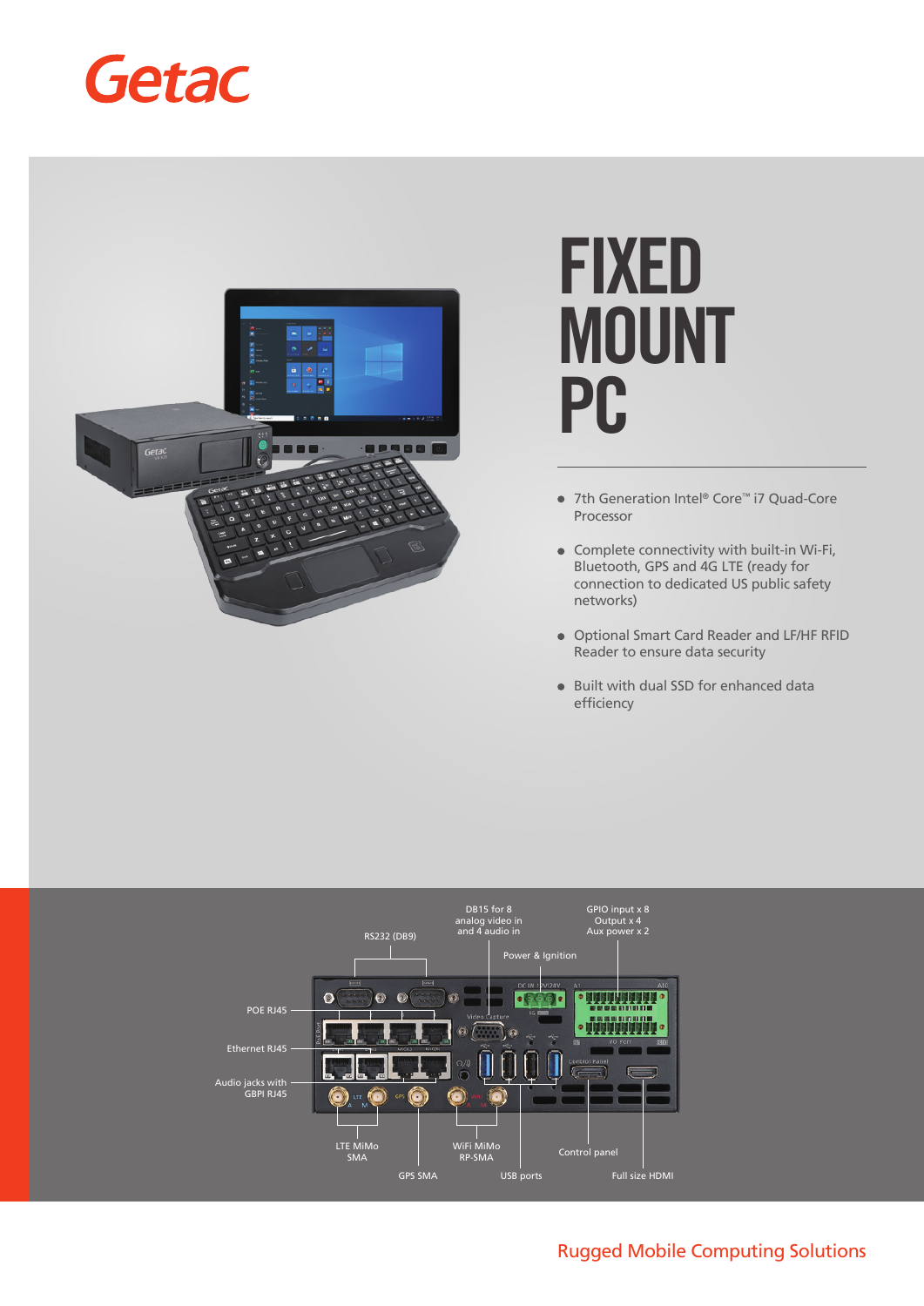Getac

# FIXED MOUNT PC

- 7th Generation Intel® Core™ i7 Quad-Core Processor
- Complete connectivity with built-in Wi-Fi, Bluetooth, GPS and 4G LTE (ready for connection to dedicated US public safety networks)
- Optional Smart Card Reader and LF/HF RFID Reader to ensure data security
- Built with dual SSD for enhanced data efficiency

RS232 (DB9)

DB15 for 8 analog video in and 4 audio in

GPIO input x 8
Output x 4
Aux power x 2

Power & Ignition

POE RJ45

Ethernet RJ45

Audio jacks with GBPI RJ45

LTE MiMo SMA

GPS SMA

WiFi MiMo RP-SMA

USB ports

Control panel

Full size HDMI

Rugged Mobile Computing Solutions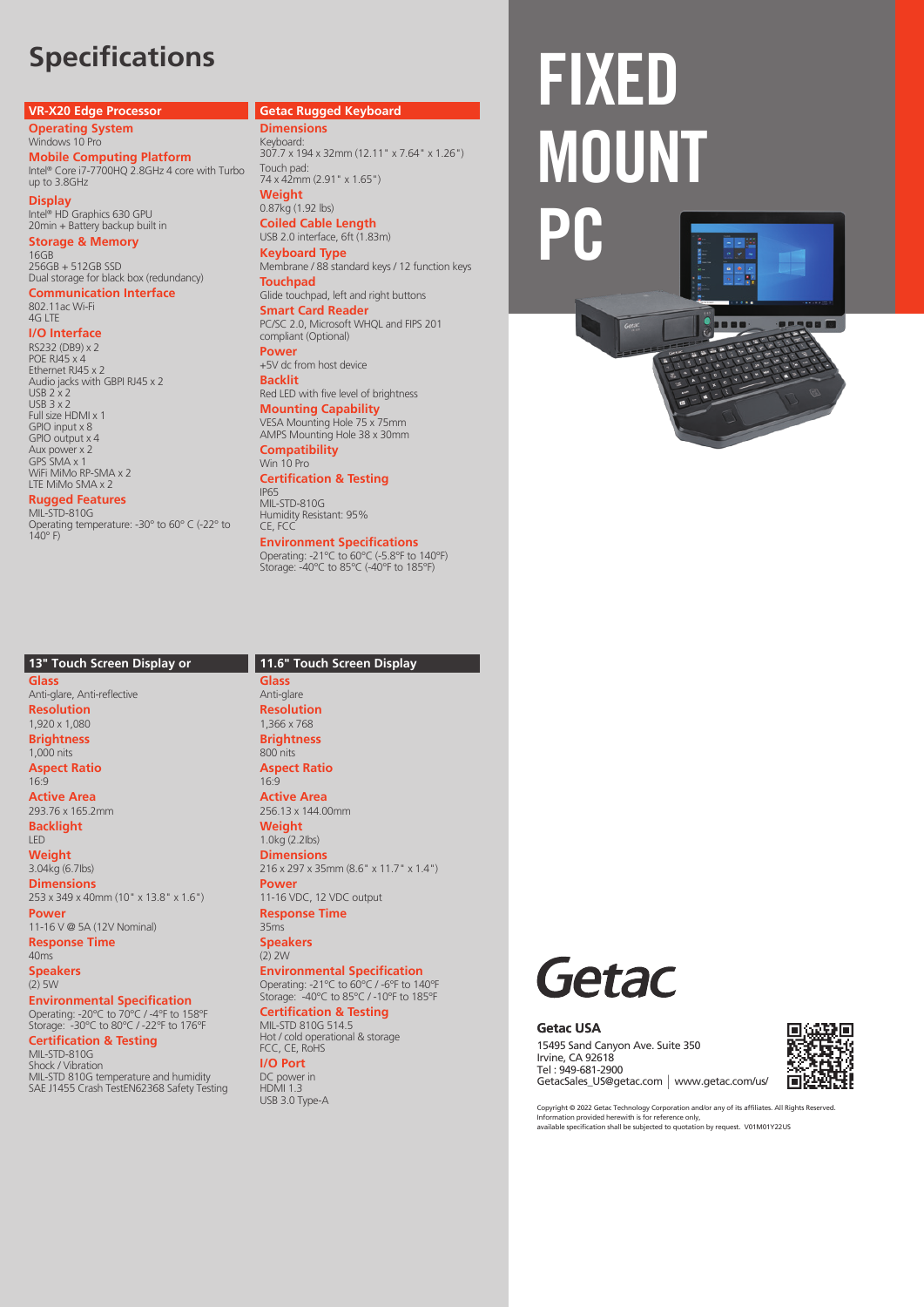# Specifications

## VR-X20 Edge Processor

**Operating System**
Windows 10 Pro

**Mobile Computing Platform**
Intel® Core i7-7700HQ 2.8GHz 4 core with Turbo up to 3.8GHz

**Display**
Intel® HD Graphics 630 GPU
20min + Battery backup built in

**Storage & Memory**
16GB
256GB + 512GB SSD
Dual storage for black box (redundancy)

**Communication Interface**
802.11ac Wi-Fi
4G LTE

**I/O Interface**
RS232 (DB9) x 2
POE RJ45 x 4
Ethernet RJ45 x 2
Audio jacks with GBPI RJ45 x 2
USB 2 x 2
USB 3 x 2
Full size HDMI x 1
GPIO input x 8
GPIO output x 4
Aux power x 2
GPS SMA x 1
WiFi MiMo RP-SMA x 2
LTE MiMo SMA x 2

**Rugged Features**
MIL-STD-810G
Operating temperature: -30° to 60° C (-22° to 140° F)

## Getac Rugged Keyboard

**Dimensions**
Keyboard:
307.7 x 194 x 32mm (12.11" x 7.64" x 1.26")
Touch pad:
74 x 42mm (2.91" x 1.65")

**Weight**
0.87kg (1.92 lbs)

**Coiled Cable Length**
USB 2.0 interface, 6ft (1.83m)

**Keyboard Type**
Membrane / 88 standard keys / 12 function keys

**Touchpad**
Glide touchpad, left and right buttons

**Smart Card Reader**
PC/SC 2.0, Microsoft WHQL and FIPS 201 compliant (Optional)

**Power**
+5V dc from host device

**Backlit**
Red LED with five level of brightness

**Mounting Capability**
VESA Mounting Hole 75 x 75mm
AMPS Mounting Hole 38 x 30mm

**Compatibility**
Win 10 Pro

**Certification & Testing**
IP65
MIL-STD-810G
Humidity Resistant: 95%
CE, FCC

**Environment Specifications**
Operating: -21°C to 60°C (-5.8°F to 140°F)
Storage: -40°C to 85°C (-40°F to 185°F)

# FIXED MOUNT PC

## 13" Touch Screen Display or

**Glass**
Anti-glare, Anti-reflective

**Resolution**
1,920 x 1,080

**Brightness**
1,000 nits

**Aspect Ratio**
16:9

**Active Area**
293.76 x 165.2mm

**Backlight**
LED

**Weight**
3.04kg (6.7lbs)

**Dimensions**
253 x 349 x 40mm (10" x 13.8" x 1.6")

**Power**
11-16 V @ 5A (12V Nominal)

**Response Time**
40ms

**Speakers**
(2) 5W

**Environmental Specification**
Operating: -20°C to 70°C / -4°F to 158°F
Storage: -30°C to 80°C / -22°F to 176°F

**Certification & Testing**
MIL-STD-810G
Shock / Vibration
MIL-STD 810G temperature and humidity
SAE J1455 Crash TestEN62368 Safety Testing

## 11.6" Touch Screen Display

**Glass**
Anti-glare

**Resolution**
1,366 x 768

**Brightness**
800 nits

**Aspect Ratio**
16:9

**Active Area**
256.13 x 144.00mm

**Weight**
1.0kg (2.2lbs)

**Dimensions**
216 x 297 x 35mm (8.6" x 11.7" x 1.4")

**Power**
11-16 VDC, 12 VDC output

**Response Time**
35ms

**Speakers**
(2) 2W

**Environmental Specification**
Operating: -21°C to 60°C / -6°F to 140°F
Storage: -40°C to 85°C / -10°F to 185°F

**Certification & Testing**
MIL-STD 810G 514.5
Hot / cold operational & storage
FCC, CE, RoHS

**I/O Port**
DC power in
HDMI 1.3
USB 3.0 Type-A

Getac

**Getac USA**
15495 Sand Canyon Ave. Suite 350
Irvine, CA 92618
Tel : 949-681-2900
GetacSales_US@getac.com | www.getac.com/us/

Copyright © 2022 Getac Technology Corporation and/or any of its affiliates. All Rights Reserved.
Information provided herewith is for reference only,
available specification shall be subjected to quotation by request. V01M01Y22US